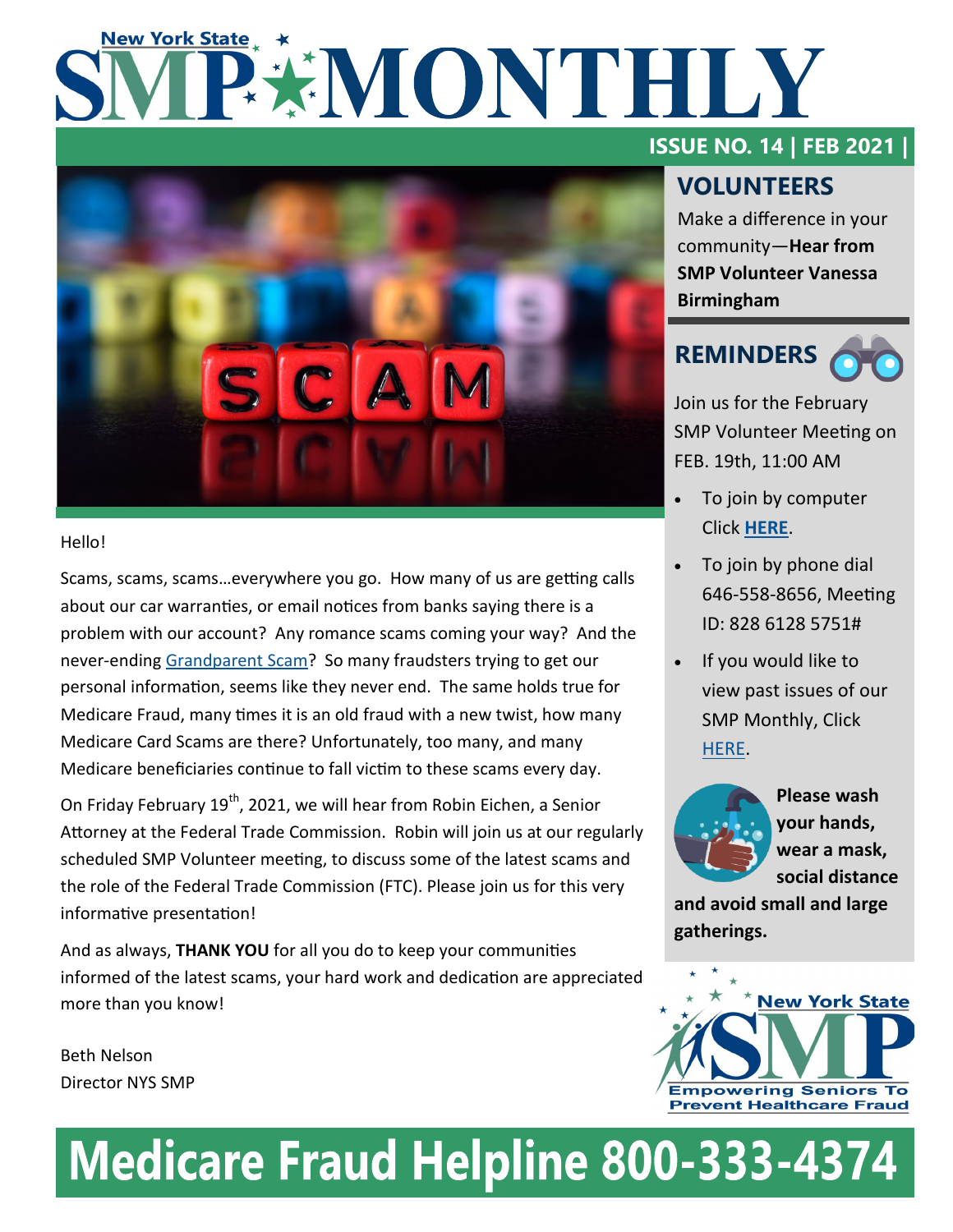# New York State SMP MONTHLY

**ISSUE NO. 14 | FEB 2021 |**

Hello!

Scams, scams, scams…everywhere you go. How many of us are getting calls about our car warranties, or email notices from banks saying there is a problem with our account? Any romance scams coming your way? And the never-ending Grandparent Scam? So many fraudsters trying to get our personal information, seems like they never end. The same holds true for Medicare Fraud, many times it is an old fraud with a new twist, how many Medicare Card Scams are there? Unfortunately, too many, and many Medicare beneficiaries continue to fall victim to these scams every day.

On Friday February 19th, 2021, we will hear from Robin Eichen, a Senior Attorney at the Federal Trade Commission. Robin will join us at our regularly scheduled SMP Volunteer meeting, to discuss some of the latest scams and the role of the Federal Trade Commission (FTC). Please join us for this very informative presentation!

And as always, **THANK YOU** for all you do to keep your communities informed of the latest scams, your hard work and dedication are appreciated more than you know!

Beth Nelson
Director NYS SMP

## VOLUNTEERS

Make a difference in your community—**Hear from SMP Volunteer Vanessa Birmingham**

## REMINDERS

Join us for the February SMP Volunteer Meeting on FEB. 19th, 11:00 AM

- To join by computer Click **HERE**.
- To join by phone dial 646-558-8656, Meeting ID: 828 6128 5751#
- If you would like to view past issues of our SMP Monthly, Click HERE.

**Please wash your hands, wear a mask, social distance and avoid small and large gatherings.**

New York State SMP — Empowering Seniors To Prevent Healthcare Fraud

# Medicare Fraud Helpline 800-333-4374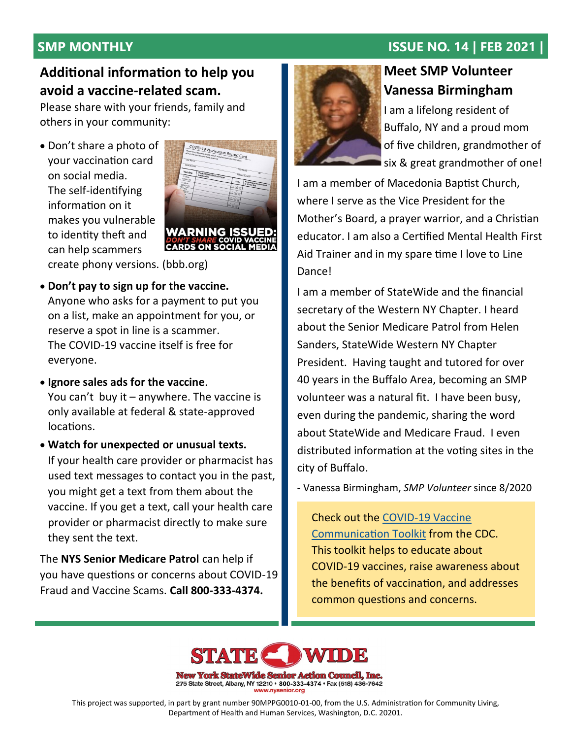## Additional information to help you avoid a vaccine-related scam.

Please share with your friends, family and others in your community:

- Don't share a photo of your vaccination card on social media. The self-identifying information on it makes you vulnerable to identity theft and can help scammers create phony versions. (bbb.org)
- **Don't pay to sign up for the vaccine.** Anyone who asks for a payment to put you on a list, make an appointment for you, or reserve a spot in line is a scammer. The COVID-19 vaccine itself is free for everyone.
- **Ignore sales ads for the vaccine**. You can't buy it – anywhere. The vaccine is only available at federal & state-approved locations.
- **Watch for unexpected or unusual texts.** If your health care provider or pharmacist has used text messages to contact you in the past, you might get a text from them about the vaccine. If you get a text, call your health care provider or pharmacist directly to make sure they sent the text.

The **NYS Senior Medicare Patrol** can help if you have questions or concerns about COVID-19 Fraud and Vaccine Scams. **Call 800-333-4374.**

## Meet SMP Volunteer Vanessa Birmingham

I am a lifelong resident of Buffalo, NY and a proud mom of five children, grandmother of six & great grandmother of one!

I am a member of Macedonia Baptist Church, where I serve as the Vice President for the Mother's Board, a prayer warrior, and a Christian educator. I am also a Certified Mental Health First Aid Trainer and in my spare time I love to Line Dance!

I am a member of StateWide and the financial secretary of the Western NY Chapter. I heard about the Senior Medicare Patrol from Helen Sanders, StateWide Western NY Chapter President. Having taught and tutored for over 40 years in the Buffalo Area, becoming an SMP volunteer was a natural fit. I have been busy, even during the pandemic, sharing the word about StateWide and Medicare Fraud. I even distributed information at the voting sites in the city of Buffalo.

- Vanessa Birmingham, *SMP Volunteer* since 8/2020

Check out the COVID-19 Vaccine Communication Toolkit from the CDC. This toolkit helps to educate about COVID-19 vaccines, raise awareness about the benefits of vaccination, and addresses common questions and concerns.

**STATE WIDE**

**New York StateWide Senior Action Council, Inc.**
275 State Street, Albany, NY 12210 • 800-333-4374 • Fax (518) 436-7642
www.nysenior.org

This project was supported, in part by grant number 90MPPG0010-01-00, from the U.S. Administration for Community Living, Department of Health and Human Services, Washington, D.C. 20201.